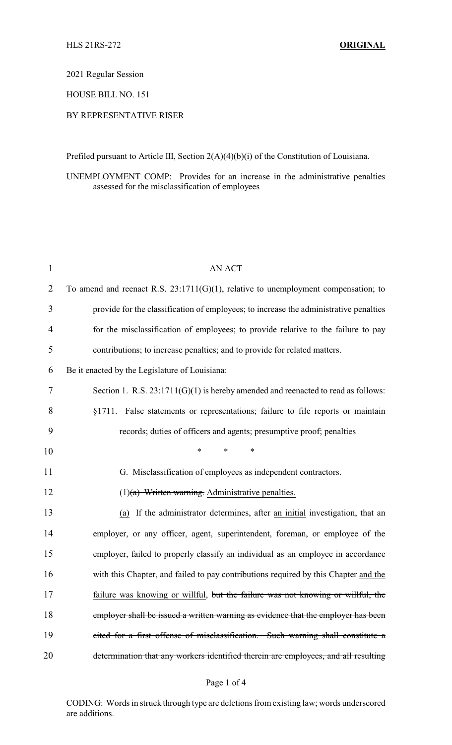2021 Regular Session

HOUSE BILL NO. 151

BY REPRESENTATIVE RISER

Prefiled pursuant to Article III, Section 2(A)(4)(b)(i) of the Constitution of Louisiana.

UNEMPLOYMENT COMP: Provides for an increase in the administrative penalties assessed for the misclassification of employees

AN ACT

To amend and reenact R.S. 23:1711(G)(1), relative to unemployment compensation; to provide for the classification of employees; to increase the administrative penalties for the misclassification of employees; to provide relative to the failure to pay contributions; to increase penalties; and to provide for related matters.

Be it enacted by the Legislature of Louisiana:

Section 1. R.S. 23:1711(G)(1) is hereby amended and reenacted to read as follows:

§1711. False statements or representations; failure to file reports or maintain records; duties of officers and agents; presumptive proof; penalties

\* \* \*

G. Misclassification of employees as independent contractors.

(1)~~(a) Written warning.~~ <u>Administrative penalties.</u>

<u>(a)</u> If the administrator determines, after <u>an initial</u> investigation, that an employer, or any officer, agent, superintendent, foreman, or employee of the employer, failed to properly classify an individual as an employee in accordance with this Chapter, and failed to pay contributions required by this Chapter <u>and the failure was knowing or willful</u>, ~~but the failure was not knowing or willful, the employer shall be issued a written warning as evidence that the employer has been cited for a first offense of misclassification. Such warning shall constitute a determination that any workers identified therein are employees, and all resulting~~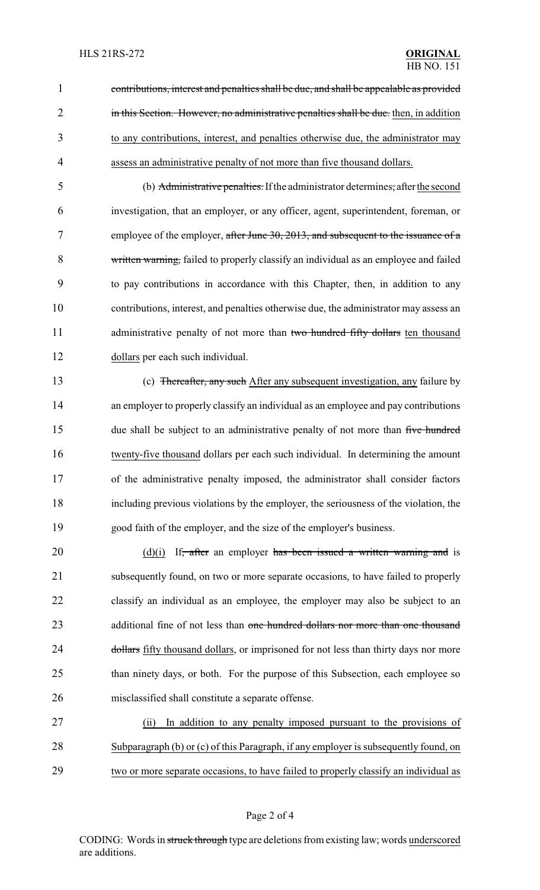~~contributions, interest and penalties shall be due, and shall be appealable as provided in this Section. However, no administrative penalties shall be due.~~ then, in addition to any contributions, interest, and penalties otherwise due, the administrator may assess an administrative penalty of not more than five thousand dollars.

(b) ~~Administrative penalties.~~ If the administrator determines~~,~~ after the second investigation, that an employer, or any officer, agent, superintendent, foreman, or employee of the employer, ~~after June 30, 2013, and subsequent to the issuance of a written warning,~~ failed to properly classify an individual as an employee and failed to pay contributions in accordance with this Chapter, then, in addition to any contributions, interest, and penalties otherwise due, the administrator may assess an administrative penalty of not more than ~~two hundred fifty dollars~~ ten thousand dollars per each such individual.

(c) ~~Thereafter, any such~~ After any subsequent investigation, any failure by an employer to properly classify an individual as an employee and pay contributions due shall be subject to an administrative penalty of not more than ~~five hundred~~ twenty-five thousand dollars per each such individual. In determining the amount of the administrative penalty imposed, the administrator shall consider factors including previous violations by the employer, the seriousness of the violation, the good faith of the employer, and the size of the employer's business.

(d)(i) If~~, after~~ an employer ~~has been issued a written warning and~~ is subsequently found, on two or more separate occasions, to have failed to properly classify an individual as an employee, the employer may also be subject to an additional fine of not less than ~~one hundred dollars nor more than one thousand dollars~~ fifty thousand dollars, or imprisoned for not less than thirty days nor more than ninety days, or both. For the purpose of this Subsection, each employee so misclassified shall constitute a separate offense.

(ii) In addition to any penalty imposed pursuant to the provisions of Subparagraph (b) or (c) of this Paragraph, if any employer is subsequently found, on two or more separate occasions, to have failed to properly classify an individual as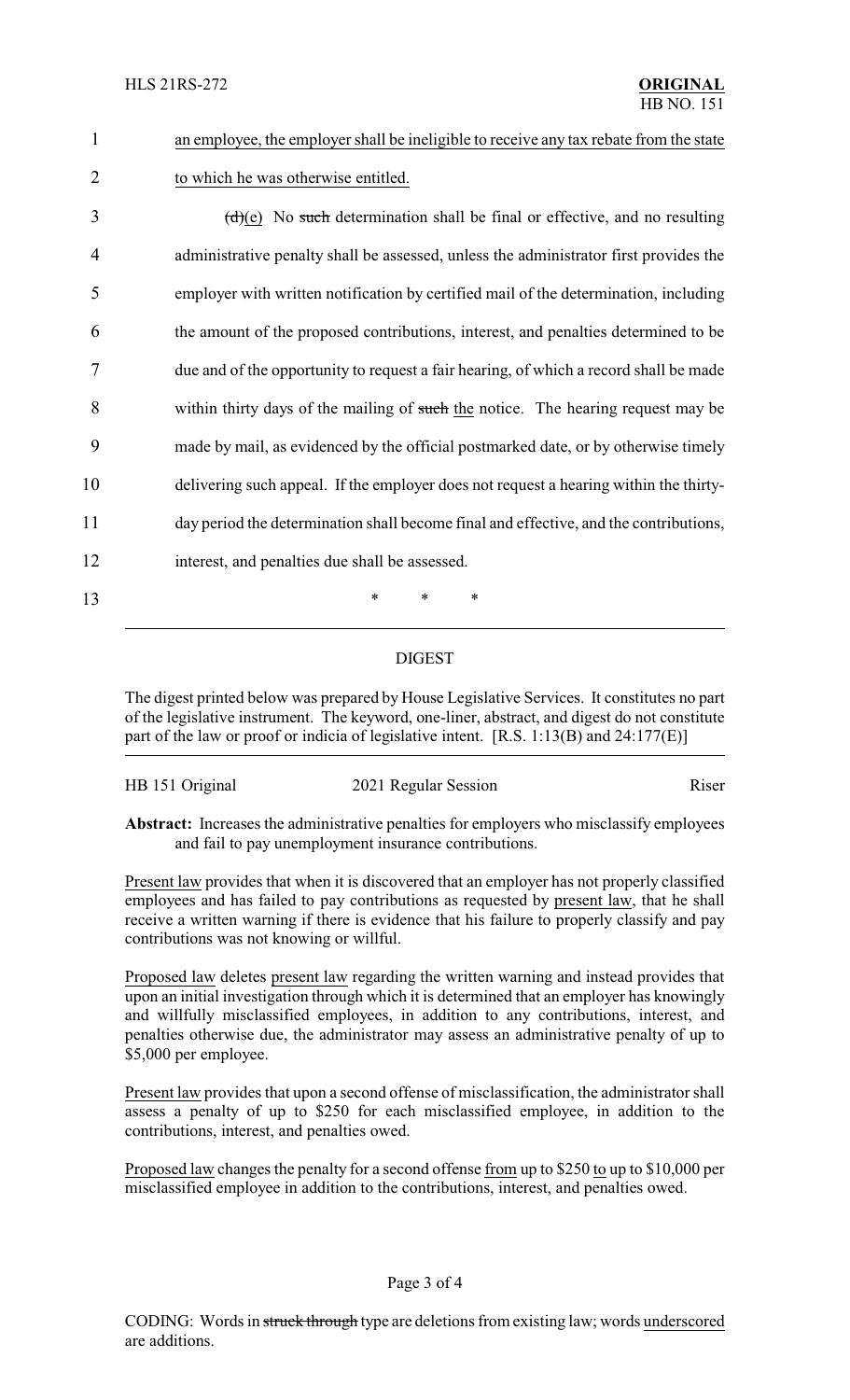an employee, the employer shall be ineligible to receive any tax rebate from the state to which he was otherwise entitled.

~~(d)~~(e) No ~~such~~ determination shall be final or effective, and no resulting administrative penalty shall be assessed, unless the administrator first provides the employer with written notification by certified mail of the determination, including the amount of the proposed contributions, interest, and penalties determined to be due and of the opportunity to request a fair hearing, of which a record shall be made within thirty days of the mailing of ~~such~~ the notice. The hearing request may be made by mail, as evidenced by the official postmarked date, or by otherwise timely delivering such appeal. If the employer does not request a hearing within the thirty-day period the determination shall become final and effective, and the contributions, interest, and penalties due shall be assessed.

\* \* \*

## DIGEST

The digest printed below was prepared by House Legislative Services. It constitutes no part of the legislative instrument. The keyword, one-liner, abstract, and digest do not constitute part of the law or proof or indicia of legislative intent. [R.S. 1:13(B) and 24:177(E)]

HB 151 Original — 2021 Regular Session — Riser

**Abstract:** Increases the administrative penalties for employers who misclassify employees and fail to pay unemployment insurance contributions.

Present law provides that when it is discovered that an employer has not properly classified employees and has failed to pay contributions as requested by present law, that he shall receive a written warning if there is evidence that his failure to properly classify and pay contributions was not knowing or willful.

Proposed law deletes present law regarding the written warning and instead provides that upon an initial investigation through which it is determined that an employer has knowingly and willfully misclassified employees, in addition to any contributions, interest, and penalties otherwise due, the administrator may assess an administrative penalty of up to $5,000 per employee.

Present law provides that upon a second offense of misclassification, the administrator shall assess a penalty of up to $250 for each misclassified employee, in addition to the contributions, interest, and penalties owed.

Proposed law changes the penalty for a second offense from up to $250 to up to $10,000 per misclassified employee in addition to the contributions, interest, and penalties owed.

CODING: Words in ~~struck through~~ type are deletions from existing law; words underscored are additions.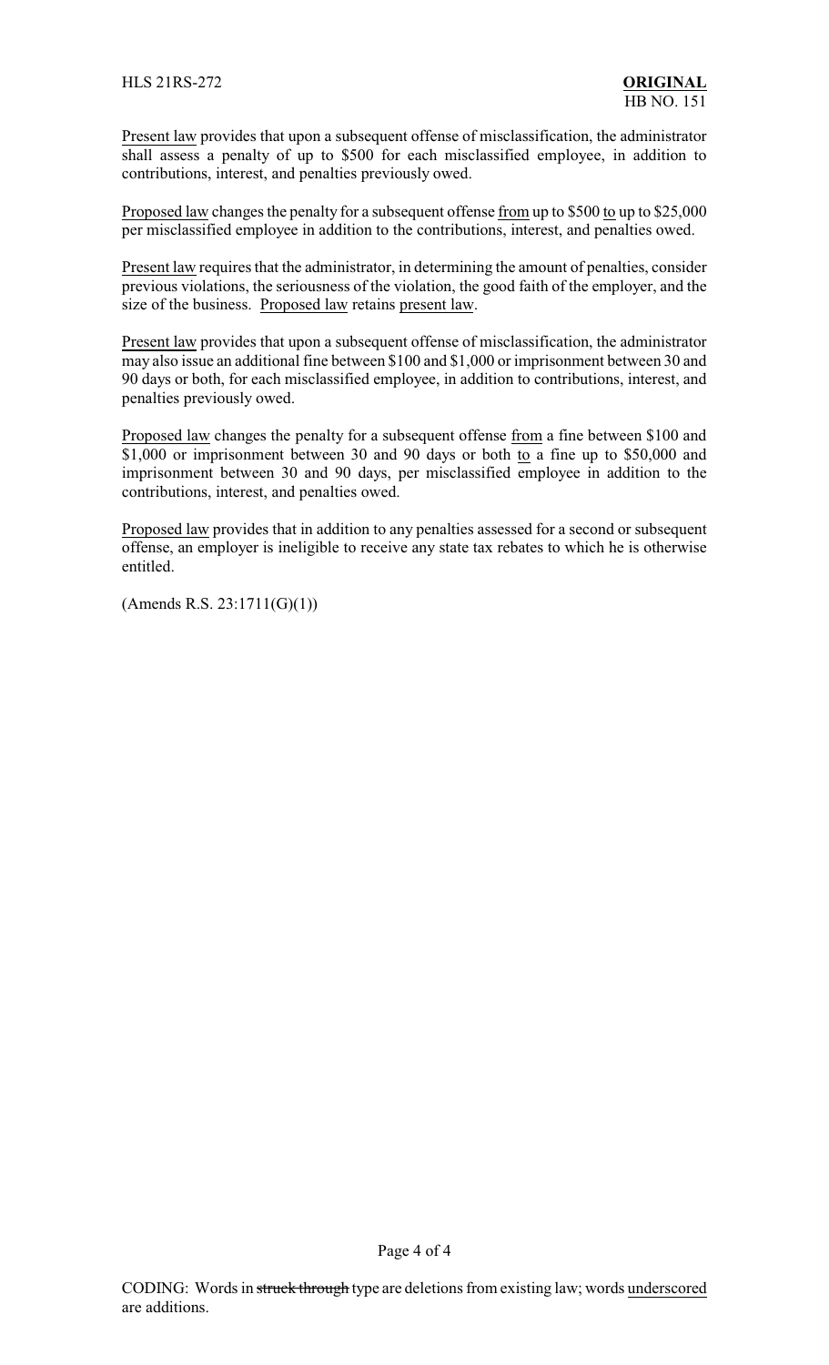Present law provides that upon a subsequent offense of misclassification, the administrator shall assess a penalty of up to $500 for each misclassified employee, in addition to contributions, interest, and penalties previously owed.

Proposed law changes the penalty for a subsequent offense from up to $500 to up to $25,000 per misclassified employee in addition to the contributions, interest, and penalties owed.

Present law requires that the administrator, in determining the amount of penalties, consider previous violations, the seriousness of the violation, the good faith of the employer, and the size of the business. Proposed law retains present law.

Present law provides that upon a subsequent offense of misclassification, the administrator may also issue an additional fine between $100 and $1,000 or imprisonment between 30 and 90 days or both, for each misclassified employee, in addition to contributions, interest, and penalties previously owed.

Proposed law changes the penalty for a subsequent offense from a fine between $100 and $1,000 or imprisonment between 30 and 90 days or both to a fine up to $50,000 and imprisonment between 30 and 90 days, per misclassified employee in addition to the contributions, interest, and penalties owed.

Proposed law provides that in addition to any penalties assessed for a second or subsequent offense, an employer is ineligible to receive any state tax rebates to which he is otherwise entitled.

(Amends R.S. 23:1711(G)(1))

CODING: Words in struck through type are deletions from existing law; words underscored are additions.